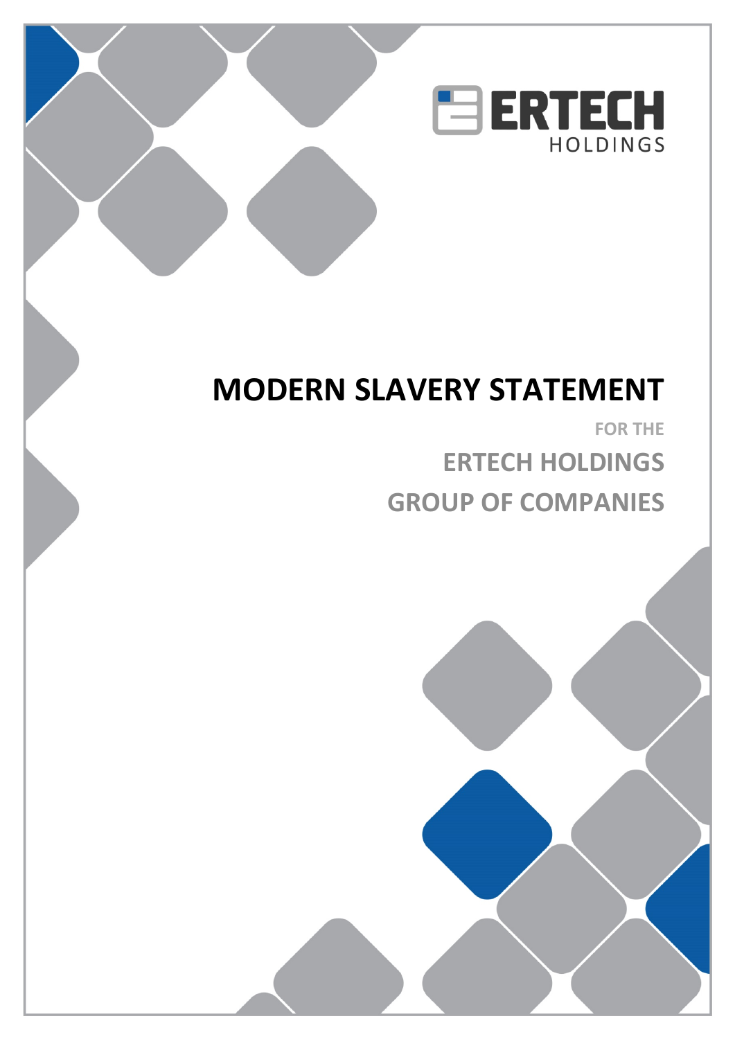ERTECH
HOLDINGS

# MODERN SLAVERY STATEMENT

FOR THE

## ERTECH HOLDINGS GROUP OF COMPANIES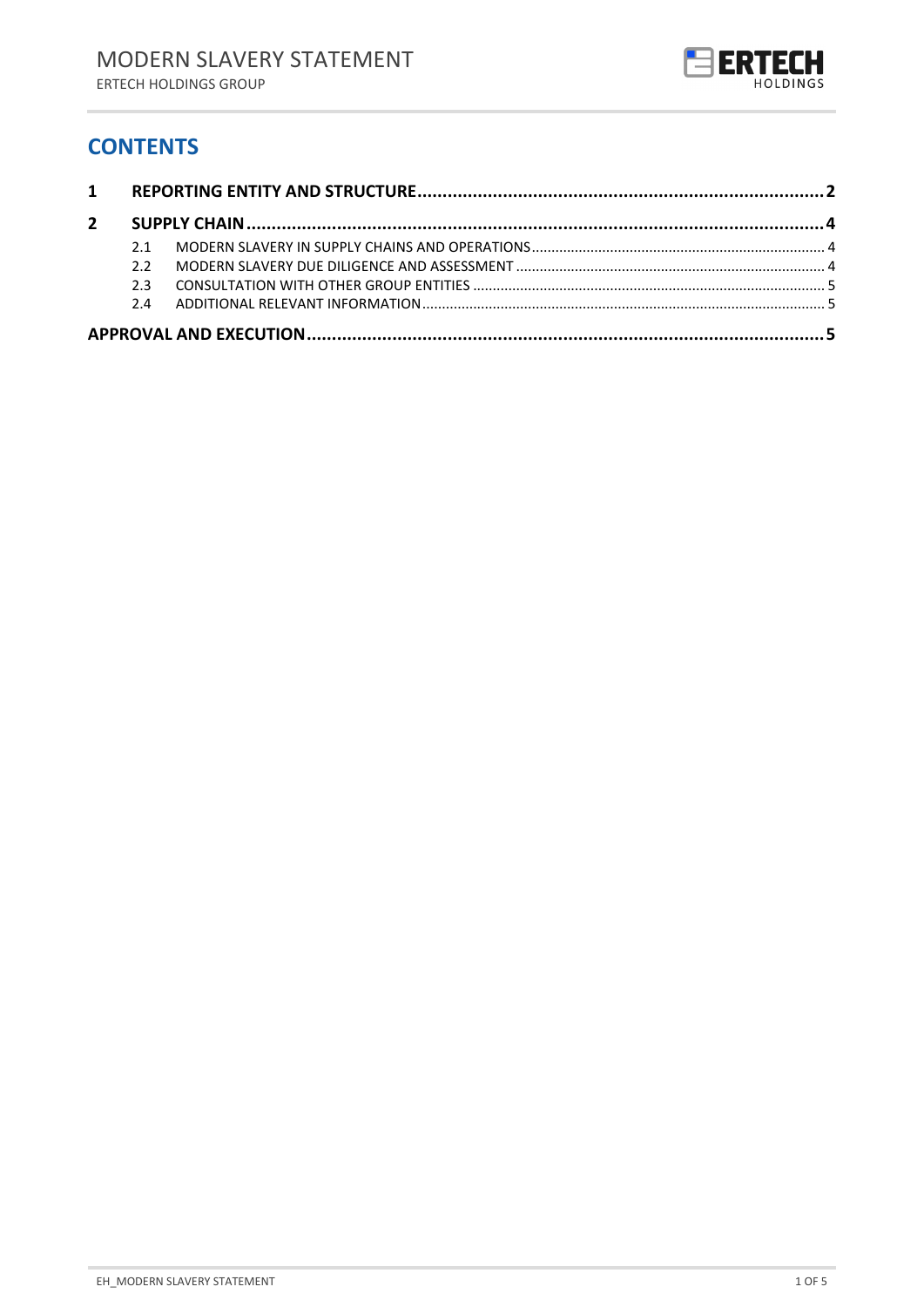## CONTENTS

| | | |
|---|---|---|
| **1** | **REPORTING ENTITY AND STRUCTURE** | **2** |
| **2** | **SUPPLY CHAIN** | **4** |
| 2.1 | MODERN SLAVERY IN SUPPLY CHAINS AND OPERATIONS | 4 |
| 2.2 | MODERN SLAVERY DUE DILIGENCE AND ASSESSMENT | 4 |
| 2.3 | CONSULTATION WITH OTHER GROUP ENTITIES | 5 |
| 2.4 | ADDITIONAL RELEVANT INFORMATION | 5 |
| | **APPROVAL AND EXECUTION** | **5** |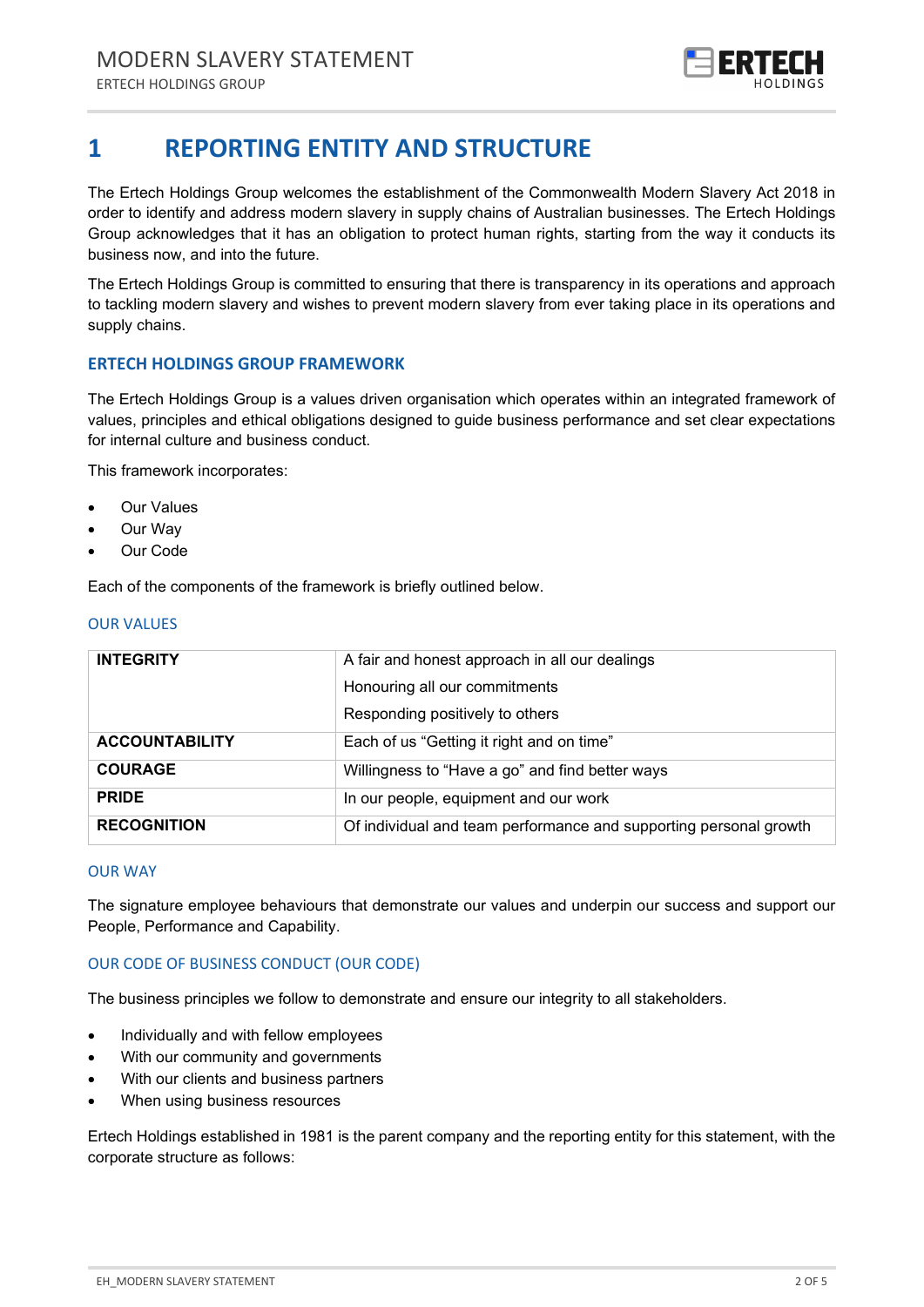# 1 REPORTING ENTITY AND STRUCTURE

The Ertech Holdings Group welcomes the establishment of the Commonwealth Modern Slavery Act 2018 in order to identify and address modern slavery in supply chains of Australian businesses. The Ertech Holdings Group acknowledges that it has an obligation to protect human rights, starting from the way it conducts its business now, and into the future.

The Ertech Holdings Group is committed to ensuring that there is transparency in its operations and approach to tackling modern slavery and wishes to prevent modern slavery from ever taking place in its operations and supply chains.

## ERTECH HOLDINGS GROUP FRAMEWORK

The Ertech Holdings Group is a values driven organisation which operates within an integrated framework of values, principles and ethical obligations designed to guide business performance and set clear expectations for internal culture and business conduct.

This framework incorporates:

- Our Values
- Our Way
- Our Code

Each of the components of the framework is briefly outlined below.

### OUR VALUES

| | |
|---|---|
| **INTEGRITY** | A fair and honest approach in all our dealings<br>Honouring all our commitments<br>Responding positively to others |
| **ACCOUNTABILITY** | Each of us "Getting it right and on time" |
| **COURAGE** | Willingness to "Have a go" and find better ways |
| **PRIDE** | In our people, equipment and our work |
| **RECOGNITION** | Of individual and team performance and supporting personal growth |

### OUR WAY

The signature employee behaviours that demonstrate our values and underpin our success and support our People, Performance and Capability.

### OUR CODE OF BUSINESS CONDUCT (OUR CODE)

The business principles we follow to demonstrate and ensure our integrity to all stakeholders.

- Individually and with fellow employees
- With our community and governments
- With our clients and business partners
- When using business resources

Ertech Holdings established in 1981 is the parent company and the reporting entity for this statement, with the corporate structure as follows: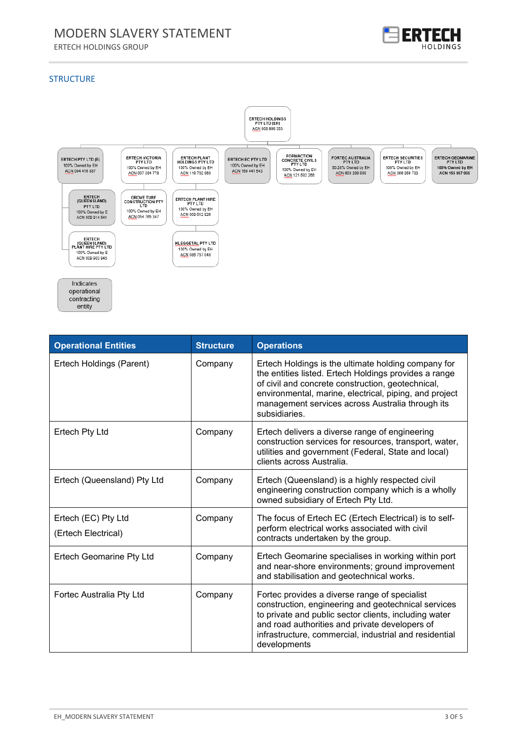## STRUCTURE

- **ERTECH HOLDINGS PTY LTD (EH)** – ACN 008 898 353
  - ERTECH PTY LTD (E) – 100% Owned by EH – ACN 094 416 887
    - ERTECH (QUEENSLAND) PTY LTD – 100% Owned by E – ACN 009 914 641
    - ERTECH (QUEENSLAND) PLANT HIRE PTY LTD – 100% Owned by E – ACN 009 903 645
  - ERTECH VICTORIA PTY LTD – 100% Owned by EH – ACN 007 384 778
    - GROVE TURF CONSTRUCTION PTY LTD – 100% Owned by EH – ACN 054 765 347
  - ERTECH PLANT HOLDINGS PTY LTD – 100% Owned by EH – ACN 119 792 689
    - ERTECH PLANT HIRE PTY LTD – 100% Owned by EH – ACN 009 012 629
    - KLEGGETAL PTY LTD – 100% Owned by EH – ACN 086 757 048
  - ERTECH EC PTY LTD – 100% Owned by EH – ACN 159 441 643
  - FORMACTION CONCRETE CIVILS PTY LTD – 100% Owned by EH – ACN 121 583 266
  - FORTEC AUSTRALIA PTY LTD – 50.28% Owned by EH – ACN 603 269 958
  - ERTECH SECURITIES PTY LTD – 100% Owned by EH – ACN 066 359 733
  - ERTECH GEOMARINE PTY LTD – 100% Owned by EH – ACN 155 967 069

(Shaded box) Indicates operational contracting entity

| Operational Entities | Structure | Operations |
|---|---|---|
| Ertech Holdings (Parent) | Company | Ertech Holdings is the ultimate holding company for the entities listed. Ertech Holdings provides a range of civil and concrete construction, geotechnical, environmental, marine, electrical, piping, and project management services across Australia through its subsidiaries. |
| Ertech Pty Ltd | Company | Ertech delivers a diverse range of engineering construction services for resources, transport, water, utilities and government (Federal, State and local) clients across Australia. |
| Ertech (Queensland) Pty Ltd | Company | Ertech (Queensland) is a highly respected civil engineering construction company which is a wholly owned subsidiary of Ertech Pty Ltd. |
| Ertech (EC) Pty Ltd (Ertech Electrical) | Company | The focus of Ertech EC (Ertech Electrical) is to self-perform electrical works associated with civil contracts undertaken by the group. |
| Ertech Geomarine Pty Ltd | Company | Ertech Geomarine specialises in working within port and near-shore environments; ground improvement and stabilisation and geotechnical works. |
| Fortec Australia Pty Ltd | Company | Fortec provides a diverse range of specialist construction, engineering and geotechnical services to private and public sector clients, including water and road authorities and private developers of infrastructure, commercial, industrial and residential developments |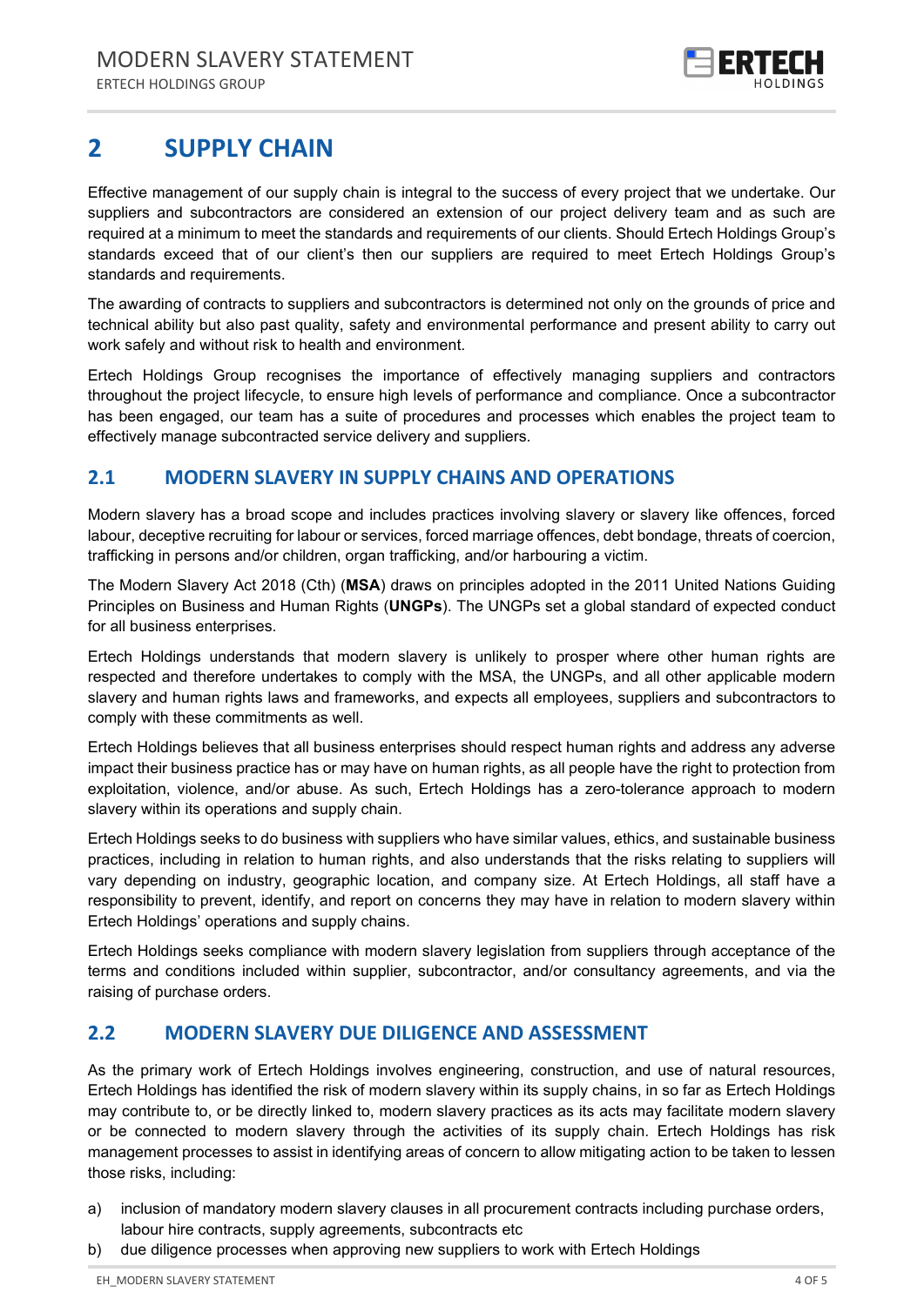# 2 SUPPLY CHAIN

Effective management of our supply chain is integral to the success of every project that we undertake. Our suppliers and subcontractors are considered an extension of our project delivery team and as such are required at a minimum to meet the standards and requirements of our clients. Should Ertech Holdings Group's standards exceed that of our client's then our suppliers are required to meet Ertech Holdings Group's standards and requirements.

The awarding of contracts to suppliers and subcontractors is determined not only on the grounds of price and technical ability but also past quality, safety and environmental performance and present ability to carry out work safely and without risk to health and environment.

Ertech Holdings Group recognises the importance of effectively managing suppliers and contractors throughout the project lifecycle, to ensure high levels of performance and compliance. Once a subcontractor has been engaged, our team has a suite of procedures and processes which enables the project team to effectively manage subcontracted service delivery and suppliers.

## 2.1 MODERN SLAVERY IN SUPPLY CHAINS AND OPERATIONS

Modern slavery has a broad scope and includes practices involving slavery or slavery like offences, forced labour, deceptive recruiting for labour or services, forced marriage offences, debt bondage, threats of coercion, trafficking in persons and/or children, organ trafficking, and/or harbouring a victim.

The Modern Slavery Act 2018 (Cth) (**MSA**) draws on principles adopted in the 2011 United Nations Guiding Principles on Business and Human Rights (**UNGPs**). The UNGPs set a global standard of expected conduct for all business enterprises.

Ertech Holdings understands that modern slavery is unlikely to prosper where other human rights are respected and therefore undertakes to comply with the MSA, the UNGPs, and all other applicable modern slavery and human rights laws and frameworks, and expects all employees, suppliers and subcontractors to comply with these commitments as well.

Ertech Holdings believes that all business enterprises should respect human rights and address any adverse impact their business practice has or may have on human rights, as all people have the right to protection from exploitation, violence, and/or abuse. As such, Ertech Holdings has a zero-tolerance approach to modern slavery within its operations and supply chain.

Ertech Holdings seeks to do business with suppliers who have similar values, ethics, and sustainable business practices, including in relation to human rights, and also understands that the risks relating to suppliers will vary depending on industry, geographic location, and company size. At Ertech Holdings, all staff have a responsibility to prevent, identify, and report on concerns they may have in relation to modern slavery within Ertech Holdings' operations and supply chains.

Ertech Holdings seeks compliance with modern slavery legislation from suppliers through acceptance of the terms and conditions included within supplier, subcontractor, and/or consultancy agreements, and via the raising of purchase orders.

## 2.2 MODERN SLAVERY DUE DILIGENCE AND ASSESSMENT

As the primary work of Ertech Holdings involves engineering, construction, and use of natural resources, Ertech Holdings has identified the risk of modern slavery within its supply chains, in so far as Ertech Holdings may contribute to, or be directly linked to, modern slavery practices as its acts may facilitate modern slavery or be connected to modern slavery through the activities of its supply chain. Ertech Holdings has risk management processes to assist in identifying areas of concern to allow mitigating action to be taken to lessen those risks, including:

a) inclusion of mandatory modern slavery clauses in all procurement contracts including purchase orders, labour hire contracts, supply agreements, subcontracts etc
b) due diligence processes when approving new suppliers to work with Ertech Holdings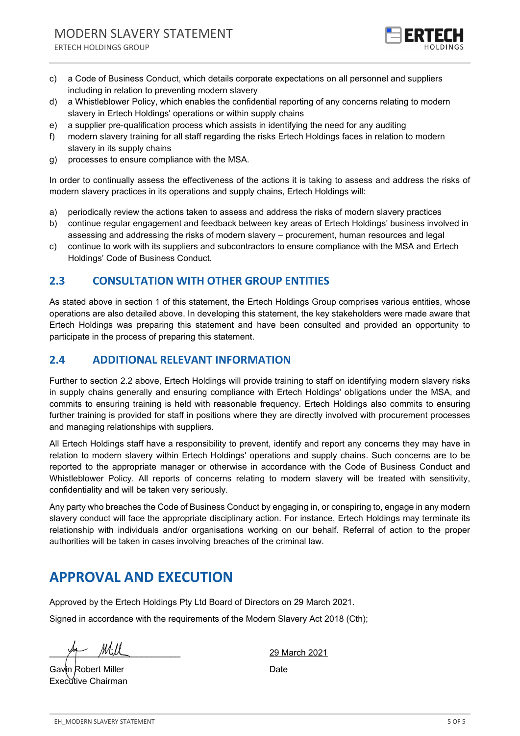c) a Code of Business Conduct, which details corporate expectations on all personnel and suppliers including in relation to preventing modern slavery
d) a Whistleblower Policy, which enables the confidential reporting of any concerns relating to modern slavery in Ertech Holdings' operations or within supply chains
e) a supplier pre-qualification process which assists in identifying the need for any auditing
f) modern slavery training for all staff regarding the risks Ertech Holdings faces in relation to modern slavery in its supply chains
g) processes to ensure compliance with the MSA.

In order to continually assess the effectiveness of the actions it is taking to assess and address the risks of modern slavery practices in its operations and supply chains, Ertech Holdings will:

a) periodically review the actions taken to assess and address the risks of modern slavery practices
b) continue regular engagement and feedback between key areas of Ertech Holdings' business involved in assessing and addressing the risks of modern slavery – procurement, human resources and legal
c) continue to work with its suppliers and subcontractors to ensure compliance with the MSA and Ertech Holdings' Code of Business Conduct.

## 2.3 CONSULTATION WITH OTHER GROUP ENTITIES

As stated above in section 1 of this statement, the Ertech Holdings Group comprises various entities, whose operations are also detailed above. In developing this statement, the key stakeholders were made aware that Ertech Holdings was preparing this statement and have been consulted and provided an opportunity to participate in the process of preparing this statement.

## 2.4 ADDITIONAL RELEVANT INFORMATION

Further to section 2.2 above, Ertech Holdings will provide training to staff on identifying modern slavery risks in supply chains generally and ensuring compliance with Ertech Holdings' obligations under the MSA, and commits to ensuring training is held with reasonable frequency. Ertech Holdings also commits to ensuring further training is provided for staff in positions where they are directly involved with procurement processes and managing relationships with suppliers.

All Ertech Holdings staff have a responsibility to prevent, identify and report any concerns they may have in relation to modern slavery within Ertech Holdings' operations and supply chains. Such concerns are to be reported to the appropriate manager or otherwise in accordance with the Code of Business Conduct and Whistleblower Policy. All reports of concerns relating to modern slavery will be treated with sensitivity, confidentiality and will be taken very seriously.

Any party who breaches the Code of Business Conduct by engaging in, or conspiring to, engage in any modern slavery conduct will face the appropriate disciplinary action. For instance, Ertech Holdings may terminate its relationship with individuals and/or organisations working on our behalf. Referral of action to the proper authorities will be taken in cases involving breaches of the criminal law.

# APPROVAL AND EXECUTION

Approved by the Ertech Holdings Pty Ltd Board of Directors on 29 March 2021.

Signed in accordance with the requirements of the Modern Slavery Act 2018 (Cth);

Gavin Robert Miller
Executive Chairman

29 March 2021
Date